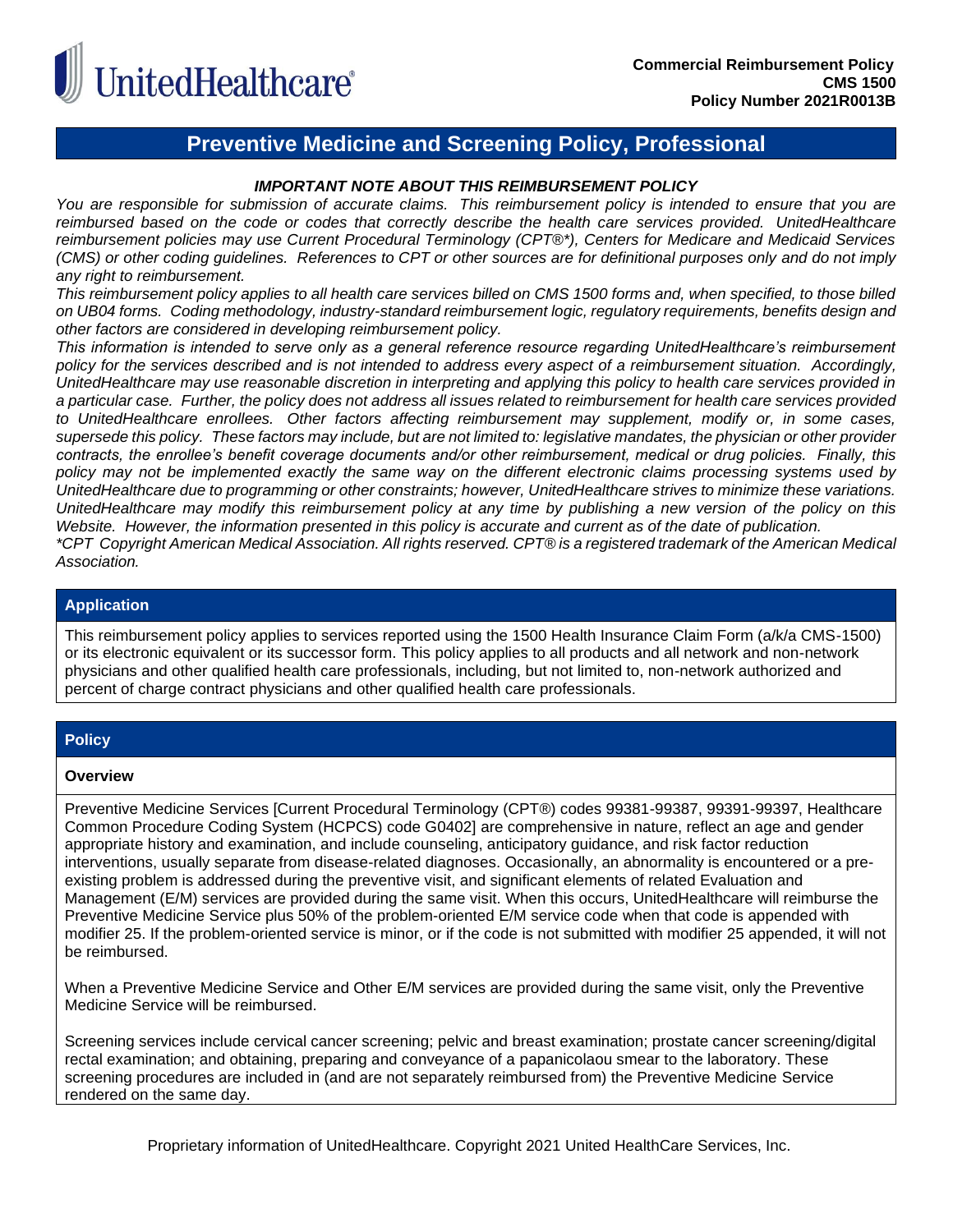UnitedHealthcare®

**Commercial Reimbursement Policy**
**CMS 1500**
**Policy Number 2021R0013B**

# Preventive Medicine and Screening Policy, Professional

***IMPORTANT NOTE ABOUT THIS REIMBURSEMENT POLICY***

*You are responsible for submission of accurate claims. This reimbursement policy is intended to ensure that you are reimbursed based on the code or codes that correctly describe the health care services provided. UnitedHealthcare reimbursement policies may use Current Procedural Terminology (CPT®\*), Centers for Medicare and Medicaid Services (CMS) or other coding guidelines. References to CPT or other sources are for definitional purposes only and do not imply any right to reimbursement.*

*This reimbursement policy applies to all health care services billed on CMS 1500 forms and, when specified, to those billed on UB04 forms. Coding methodology, industry-standard reimbursement logic, regulatory requirements, benefits design and other factors are considered in developing reimbursement policy.*

*This information is intended to serve only as a general reference resource regarding UnitedHealthcare's reimbursement policy for the services described and is not intended to address every aspect of a reimbursement situation. Accordingly, UnitedHealthcare may use reasonable discretion in interpreting and applying this policy to health care services provided in a particular case. Further, the policy does not address all issues related to reimbursement for health care services provided to UnitedHealthcare enrollees. Other factors affecting reimbursement may supplement, modify or, in some cases, supersede this policy. These factors may include, but are not limited to: legislative mandates, the physician or other provider contracts, the enrollee's benefit coverage documents and/or other reimbursement, medical or drug policies. Finally, this policy may not be implemented exactly the same way on the different electronic claims processing systems used by UnitedHealthcare due to programming or other constraints; however, UnitedHealthcare strives to minimize these variations. UnitedHealthcare may modify this reimbursement policy at any time by publishing a new version of the policy on this Website. However, the information presented in this policy is accurate and current as of the date of publication.*

*\*CPT Copyright American Medical Association. All rights reserved. CPT® is a registered trademark of the American Medical Association.*

## Application

This reimbursement policy applies to services reported using the 1500 Health Insurance Claim Form (a/k/a CMS-1500) or its electronic equivalent or its successor form. This policy applies to all products and all network and non-network physicians and other qualified health care professionals, including, but not limited to, non-network authorized and percent of charge contract physicians and other qualified health care professionals.

## Policy

### Overview

Preventive Medicine Services [Current Procedural Terminology (CPT®) codes 99381-99387, 99391-99397, Healthcare Common Procedure Coding System (HCPCS) code G0402] are comprehensive in nature, reflect an age and gender appropriate history and examination, and include counseling, anticipatory guidance, and risk factor reduction interventions, usually separate from disease-related diagnoses. Occasionally, an abnormality is encountered or a pre-existing problem is addressed during the preventive visit, and significant elements of related Evaluation and Management (E/M) services are provided during the same visit. When this occurs, UnitedHealthcare will reimburse the Preventive Medicine Service plus 50% of the problem-oriented E/M service code when that code is appended with modifier 25. If the problem-oriented service is minor, or if the code is not submitted with modifier 25 appended, it will not be reimbursed.

When a Preventive Medicine Service and Other E/M services are provided during the same visit, only the Preventive Medicine Service will be reimbursed.

Screening services include cervical cancer screening; pelvic and breast examination; prostate cancer screening/digital rectal examination; and obtaining, preparing and conveyance of a papanicolaou smear to the laboratory. These screening procedures are included in (and are not separately reimbursed from) the Preventive Medicine Service rendered on the same day.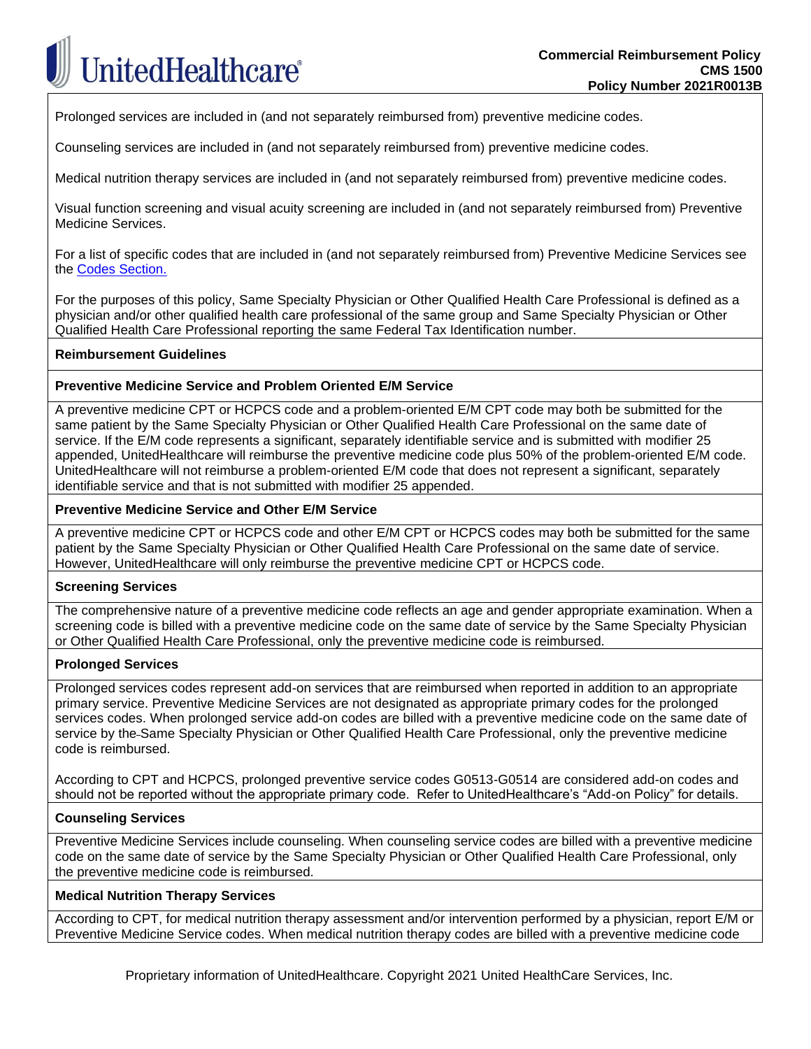Prolonged services are included in (and not separately reimbursed from) preventive medicine codes.

Counseling services are included in (and not separately reimbursed from) preventive medicine codes.

Medical nutrition therapy services are included in (and not separately reimbursed from) preventive medicine codes.

Visual function screening and visual acuity screening are included in (and not separately reimbursed from) Preventive Medicine Services.

For a list of specific codes that are included in (and not separately reimbursed from) Preventive Medicine Services see the [Codes Section.](#)

For the purposes of this policy, Same Specialty Physician or Other Qualified Health Care Professional is defined as a physician and/or other qualified health care professional of the same group and Same Specialty Physician or Other Qualified Health Care Professional reporting the same Federal Tax Identification number.

## Reimbursement Guidelines

### Preventive Medicine Service and Problem Oriented E/M Service

A preventive medicine CPT or HCPCS code and a problem-oriented E/M CPT code may both be submitted for the same patient by the Same Specialty Physician or Other Qualified Health Care Professional on the same date of service. If the E/M code represents a significant, separately identifiable service and is submitted with modifier 25 appended, UnitedHealthcare will reimburse the preventive medicine code plus 50% of the problem-oriented E/M code. UnitedHealthcare will not reimburse a problem-oriented E/M code that does not represent a significant, separately identifiable service and that is not submitted with modifier 25 appended.

### Preventive Medicine Service and Other E/M Service

A preventive medicine CPT or HCPCS code and other E/M CPT or HCPCS codes may both be submitted for the same patient by the Same Specialty Physician or Other Qualified Health Care Professional on the same date of service. However, UnitedHealthcare will only reimburse the preventive medicine CPT or HCPCS code.

### Screening Services

The comprehensive nature of a preventive medicine code reflects an age and gender appropriate examination. When a screening code is billed with a preventive medicine code on the same date of service by the Same Specialty Physician or Other Qualified Health Care Professional, only the preventive medicine code is reimbursed.

### Prolonged Services

Prolonged services codes represent add-on services that are reimbursed when reported in addition to an appropriate primary service. Preventive Medicine Services are not designated as appropriate primary codes for the prolonged services codes. When prolonged service add-on codes are billed with a preventive medicine code on the same date of service by the Same Specialty Physician or Other Qualified Health Care Professional, only the preventive medicine code is reimbursed.

According to CPT and HCPCS, prolonged preventive service codes G0513-G0514 are considered add-on codes and should not be reported without the appropriate primary code. Refer to UnitedHealthcare's "Add-on Policy" for details.

### Counseling Services

Preventive Medicine Services include counseling. When counseling service codes are billed with a preventive medicine code on the same date of service by the Same Specialty Physician or Other Qualified Health Care Professional, only the preventive medicine code is reimbursed.

### Medical Nutrition Therapy Services

According to CPT, for medical nutrition therapy assessment and/or intervention performed by a physician, report E/M or Preventive Medicine Service codes. When medical nutrition therapy codes are billed with a preventive medicine code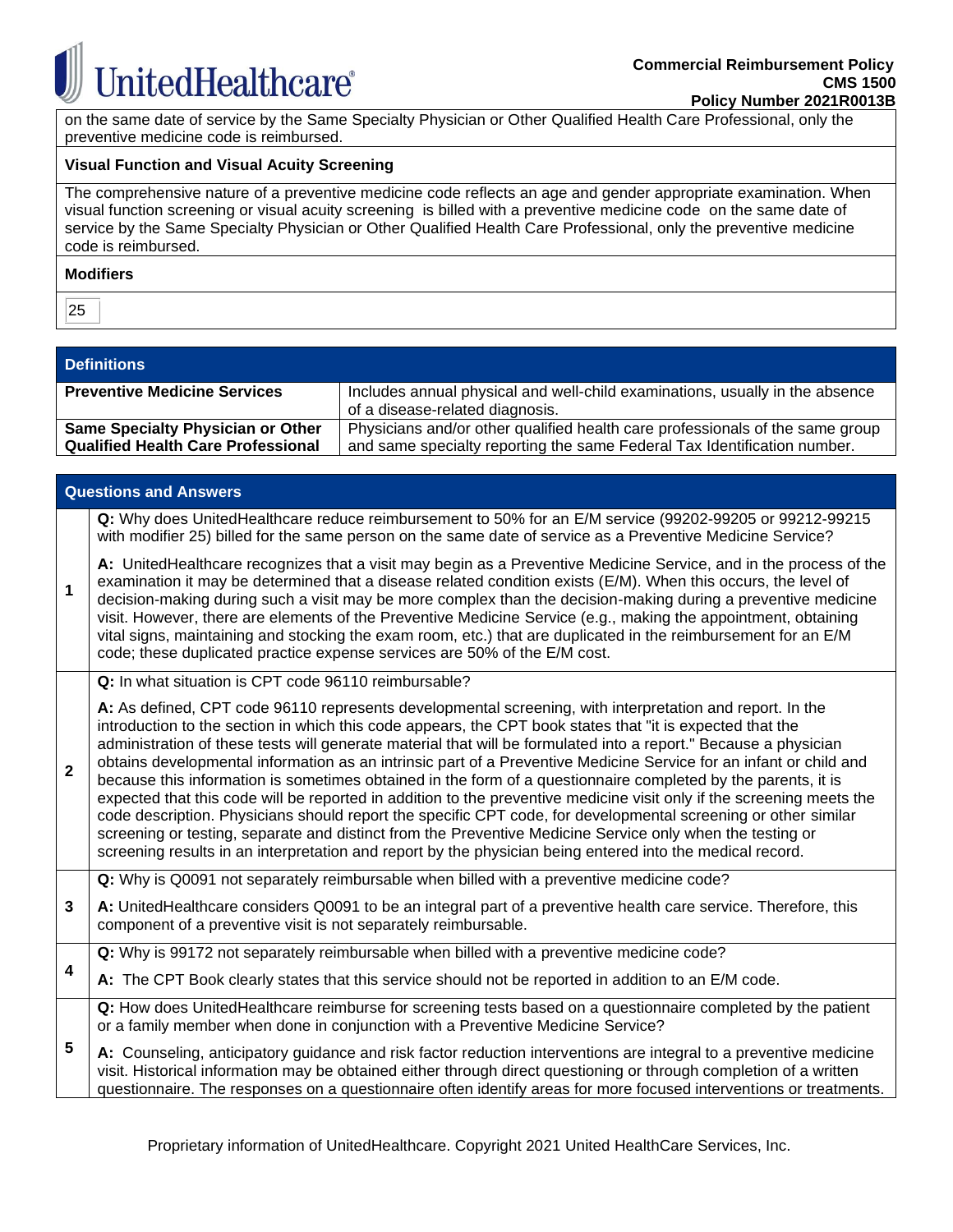on the same date of service by the Same Specialty Physician or Other Qualified Health Care Professional, only the preventive medicine code is reimbursed.

**Visual Function and Visual Acuity Screening**

The comprehensive nature of a preventive medicine code reflects an age and gender appropriate examination. When visual function screening or visual acuity screening is billed with a preventive medicine code on the same date of service by the Same Specialty Physician or Other Qualified Health Care Professional, only the preventive medicine code is reimbursed.

**Modifiers**

| 25 |
|---|

## Definitions

| | |
|---|---|
| **Preventive Medicine Services** | Includes annual physical and well-child examinations, usually in the absence of a disease-related diagnosis. |
| **Same Specialty Physician or Other Qualified Health Care Professional** | Physicians and/or other qualified health care professionals of the same group and same specialty reporting the same Federal Tax Identification number. |

## Questions and Answers

| | |
|---|---|
| **1** | **Q:** Why does UnitedHealthcare reduce reimbursement to 50% for an E/M service (99202-99205 or 99212-99215 with modifier 25) billed for the same person on the same date of service as a Preventive Medicine Service?<br><br>**A:** UnitedHealthcare recognizes that a visit may begin as a Preventive Medicine Service, and in the process of the examination it may be determined that a disease related condition exists (E/M). When this occurs, the level of decision-making during such a visit may be more complex than the decision-making during a preventive medicine visit. However, there are elements of the Preventive Medicine Service (e.g., making the appointment, obtaining vital signs, maintaining and stocking the exam room, etc.) that are duplicated in the reimbursement for an E/M code; these duplicated practice expense services are 50% of the E/M cost. |
| **2** | **Q:** In what situation is CPT code 96110 reimbursable?<br><br>**A:** As defined, CPT code 96110 represents developmental screening, with interpretation and report. In the introduction to the section in which this code appears, the CPT book states that "it is expected that the administration of these tests will generate material that will be formulated into a report." Because a physician obtains developmental information as an intrinsic part of a Preventive Medicine Service for an infant or child and because this information is sometimes obtained in the form of a questionnaire completed by the parents, it is expected that this code will be reported in addition to the preventive medicine visit only if the screening meets the code description. Physicians should report the specific CPT code, for developmental screening or other similar screening or testing, separate and distinct from the Preventive Medicine Service only when the testing or screening results in an interpretation and report by the physician being entered into the medical record. |
| **3** | **Q:** Why is Q0091 not separately reimbursable when billed with a preventive medicine code?<br><br>**A:** UnitedHealthcare considers Q0091 to be an integral part of a preventive health care service. Therefore, this component of a preventive visit is not separately reimbursable. |
| **4** | **Q:** Why is 99172 not separately reimbursable when billed with a preventive medicine code?<br><br>**A:** The CPT Book clearly states that this service should not be reported in addition to an E/M code. |
| **5** | **Q:** How does UnitedHealthcare reimburse for screening tests based on a questionnaire completed by the patient or a family member when done in conjunction with a Preventive Medicine Service?<br><br>**A:** Counseling, anticipatory guidance and risk factor reduction interventions are integral to a preventive medicine visit. Historical information may be obtained either through direct questioning or through completion of a written questionnaire. The responses on a questionnaire often identify areas for more focused interventions or treatments. |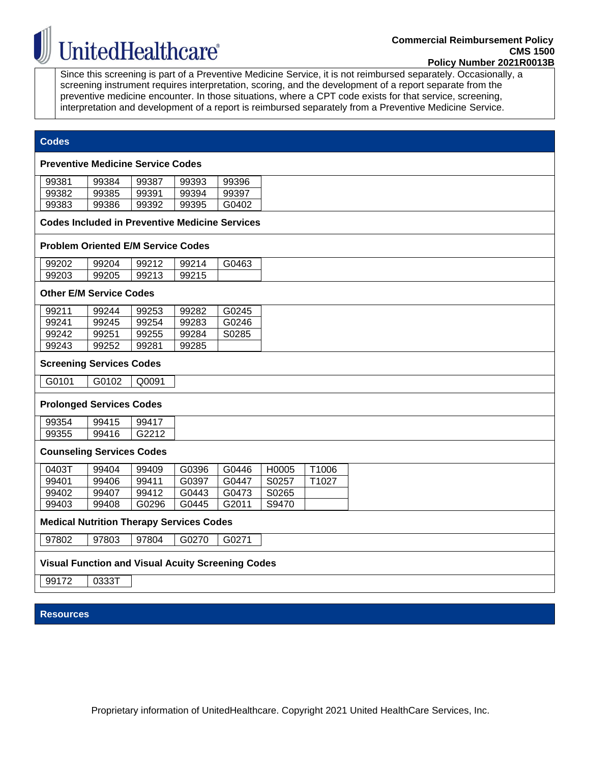Since this screening is part of a Preventive Medicine Service, it is not reimbursed separately. Occasionally, a screening instrument requires interpretation, scoring, and the development of a report separate from the preventive medicine encounter. In those situations, where a CPT code exists for that service, screening, interpretation and development of a report is reimbursed separately from a Preventive Medicine Service.

## Codes

### Preventive Medicine Service Codes

| | | | | |
|---|---|---|---|---|
| 99381 | 99384 | 99387 | 99393 | 99396 |
| 99382 | 99385 | 99391 | 99394 | 99397 |
| 99383 | 99386 | 99392 | 99395 | G0402 |

### Codes Included in Preventive Medicine Services

### Problem Oriented E/M Service Codes

| | | | | |
|---|---|---|---|---|
| 99202 | 99204 | 99212 | 99214 | G0463 |
| 99203 | 99205 | 99213 | 99215 | |

### Other E/M Service Codes

| | | | | |
|---|---|---|---|---|
| 99211 | 99244 | 99253 | 99282 | G0245 |
| 99241 | 99245 | 99254 | 99283 | G0246 |
| 99242 | 99251 | 99255 | 99284 | S0285 |
| 99243 | 99252 | 99281 | 99285 | |

### Screening Services Codes

| | | |
|---|---|---|
| G0101 | G0102 | Q0091 |

### Prolonged Services Codes

| | | |
|---|---|---|
| 99354 | 99415 | 99417 |
| 99355 | 99416 | G2212 |

### Counseling Services Codes

| | | | | | | |
|---|---|---|---|---|---|---|
| 0403T | 99404 | 99409 | G0396 | G0446 | H0005 | T1006 |
| 99401 | 99406 | 99411 | G0397 | G0447 | S0257 | T1027 |
| 99402 | 99407 | 99412 | G0443 | G0473 | S0265 | |
| 99403 | 99408 | G0296 | G0445 | G2011 | S9470 | |

### Medical Nutrition Therapy Services Codes

| | | | | |
|---|---|---|---|---|
| 97802 | 97803 | 97804 | G0270 | G0271 |

### Visual Function and Visual Acuity Screening Codes

| | |
|---|---|
| 99172 | 0333T |

## Resources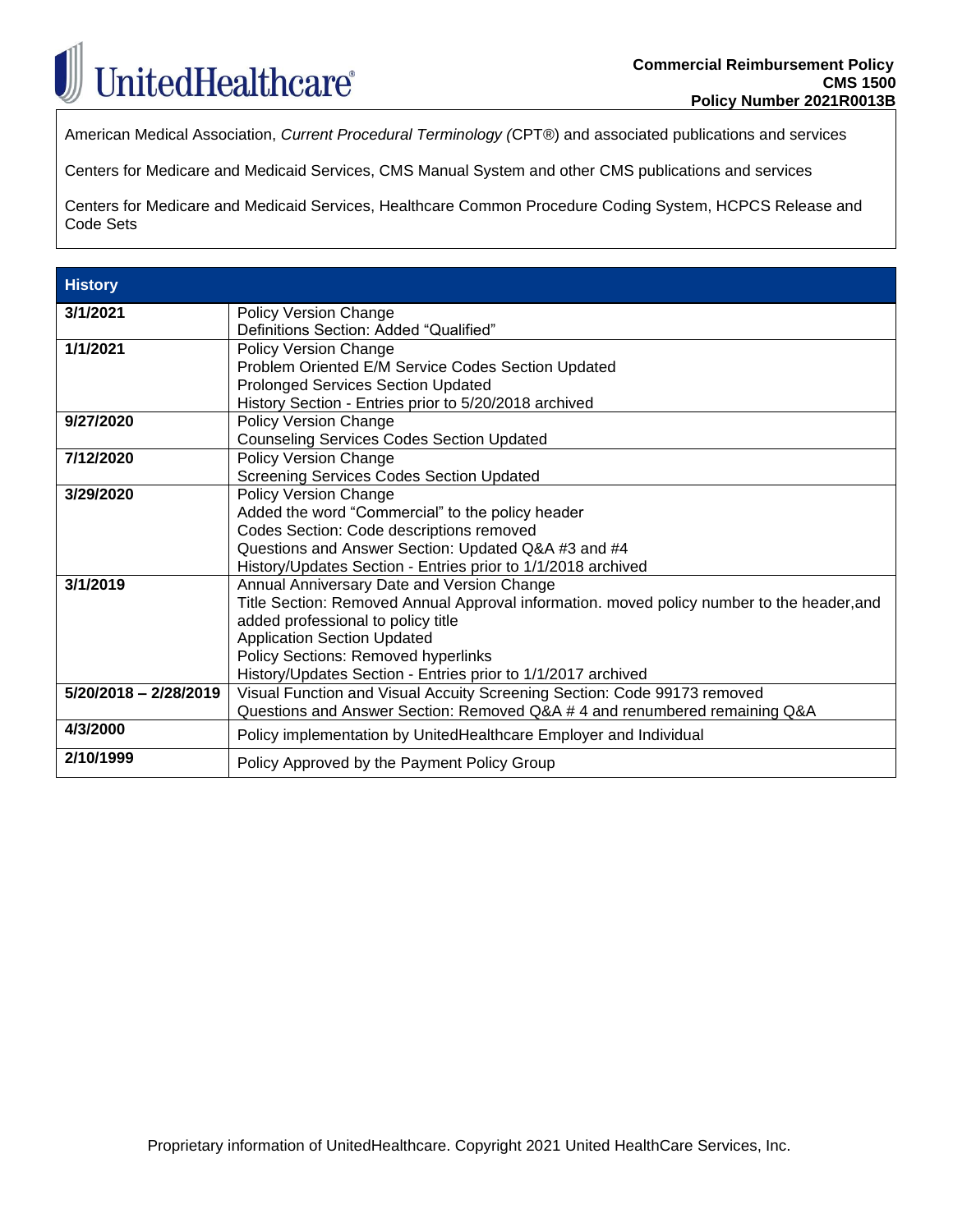American Medical Association, *Current Procedural Terminology (*CPT®) and associated publications and services

Centers for Medicare and Medicaid Services, CMS Manual System and other CMS publications and services

Centers for Medicare and Medicaid Services, Healthcare Common Procedure Coding System, HCPCS Release and Code Sets

| **History** | |
|---|---|
| **3/1/2021** | Policy Version Change<br>Definitions Section: Added "Qualified" |
| **1/1/2021** | Policy Version Change<br>Problem Oriented E/M Service Codes Section Updated<br>Prolonged Services Section Updated<br>History Section - Entries prior to 5/20/2018 archived |
| **9/27/2020** | Policy Version Change<br>Counseling Services Codes Section Updated |
| **7/12/2020** | Policy Version Change<br>Screening Services Codes Section Updated |
| **3/29/2020** | Policy Version Change<br>Added the word "Commercial" to the policy header<br>Codes Section: Code descriptions removed<br>Questions and Answer Section: Updated Q&A #3 and #4<br>History/Updates Section - Entries prior to 1/1/2018 archived |
| **3/1/2019** | Annual Anniversary Date and Version Change<br>Title Section: Removed Annual Approval information. moved policy number to the header,and added professional to policy title<br>Application Section Updated<br>Policy Sections: Removed hyperlinks<br>History/Updates Section - Entries prior to 1/1/2017 archived |
| **5/20/2018 – 2/28/2019** | Visual Function and Visual Accuity Screening Section: Code 99173 removed<br>Questions and Answer Section: Removed Q&A # 4 and renumbered remaining Q&A |
| **4/3/2000** | Policy implementation by UnitedHealthcare Employer and Individual |
| **2/10/1999** | Policy Approved by the Payment Policy Group |